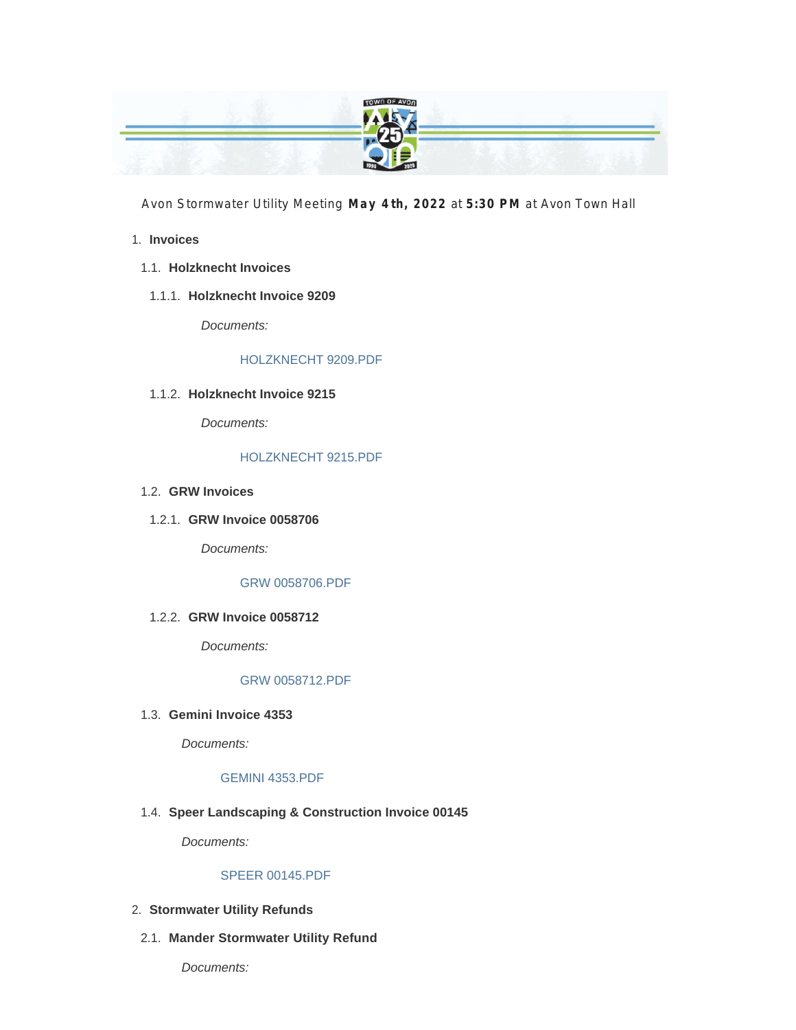Avon Stormwater Utility Meeting **May 4th, 2022** at **5:30 PM** at Avon Town Hall

1. **Invoices**

1.1. **Holzknecht Invoices**

1.1.1. **Holzknecht Invoice 9209**

*Documents:*

HOLZKNECHT 9209.PDF

1.1.2. **Holzknecht Invoice 9215**

*Documents:*

HOLZKNECHT 9215.PDF

1.2. **GRW Invoices**

1.2.1. **GRW Invoice 0058706**

*Documents:*

GRW 0058706.PDF

1.2.2. **GRW Invoice 0058712**

*Documents:*

GRW 0058712.PDF

1.3. **Gemini Invoice 4353**

*Documents:*

GEMINI 4353.PDF

1.4. **Speer Landscaping & Construction Invoice 00145**

*Documents:*

SPEER 00145.PDF

2. **Stormwater Utility Refunds**

2.1. **Mander Stormwater Utility Refund**

*Documents:*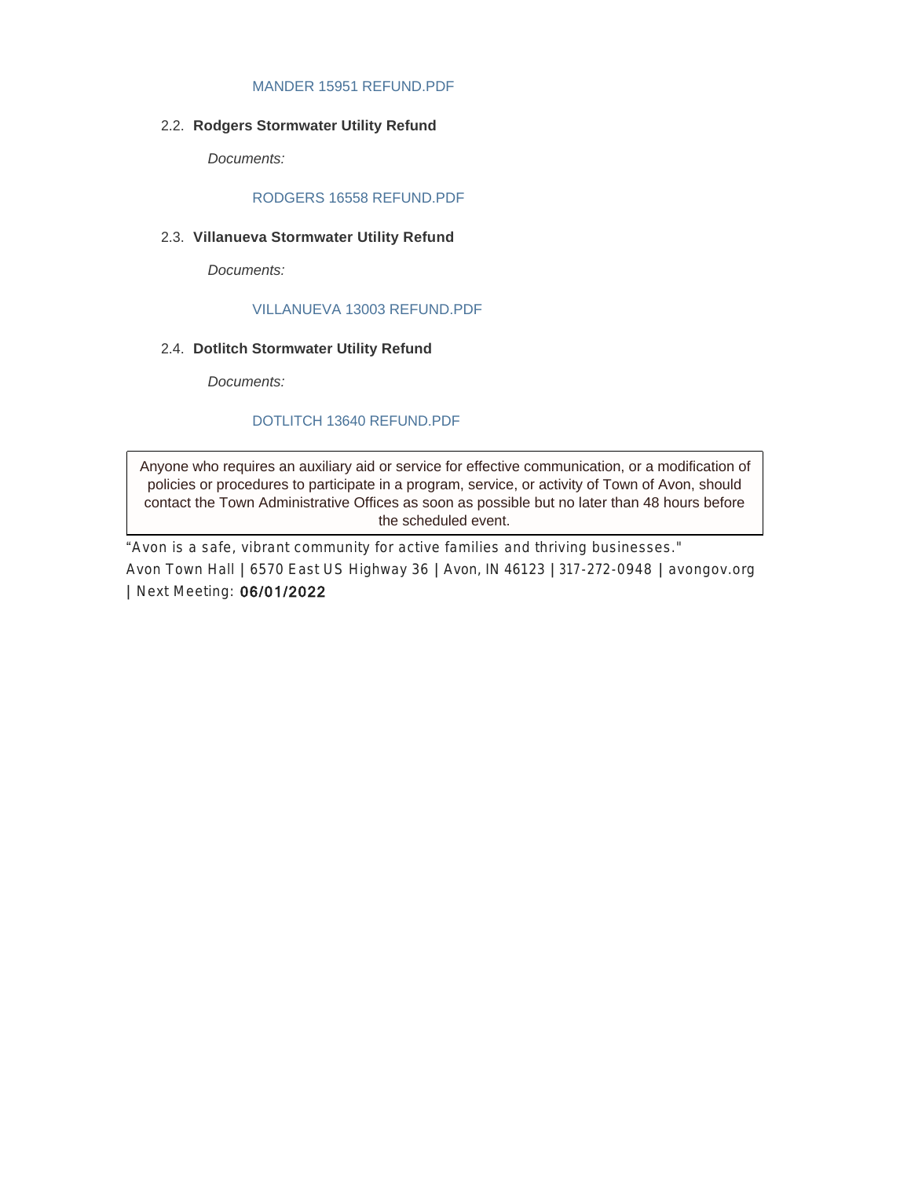MANDER 15951 REFUND.PDF

2.2. **Rodgers Stormwater Utility Refund**

*Documents:*

RODGERS 16558 REFUND.PDF

2.3. **Villanueva Stormwater Utility Refund**

*Documents:*

VILLANUEVA 13003 REFUND.PDF

2.4. **Dotlitch Stormwater Utility Refund**

*Documents:*

DOTLITCH 13640 REFUND.PDF

Anyone who requires an auxiliary aid or service for effective communication, or a modification of policies or procedures to participate in a program, service, or activity of Town of Avon, should contact the Town Administrative Offices as soon as possible but no later than 48 hours before the scheduled event.

"Avon is a safe, vibrant community for active families and thriving businesses."
Avon Town Hall | 6570 East US Highway 36 | Avon, IN 46123 | 317-272-0948 | avongov.org | Next Meeting: 06/01/2022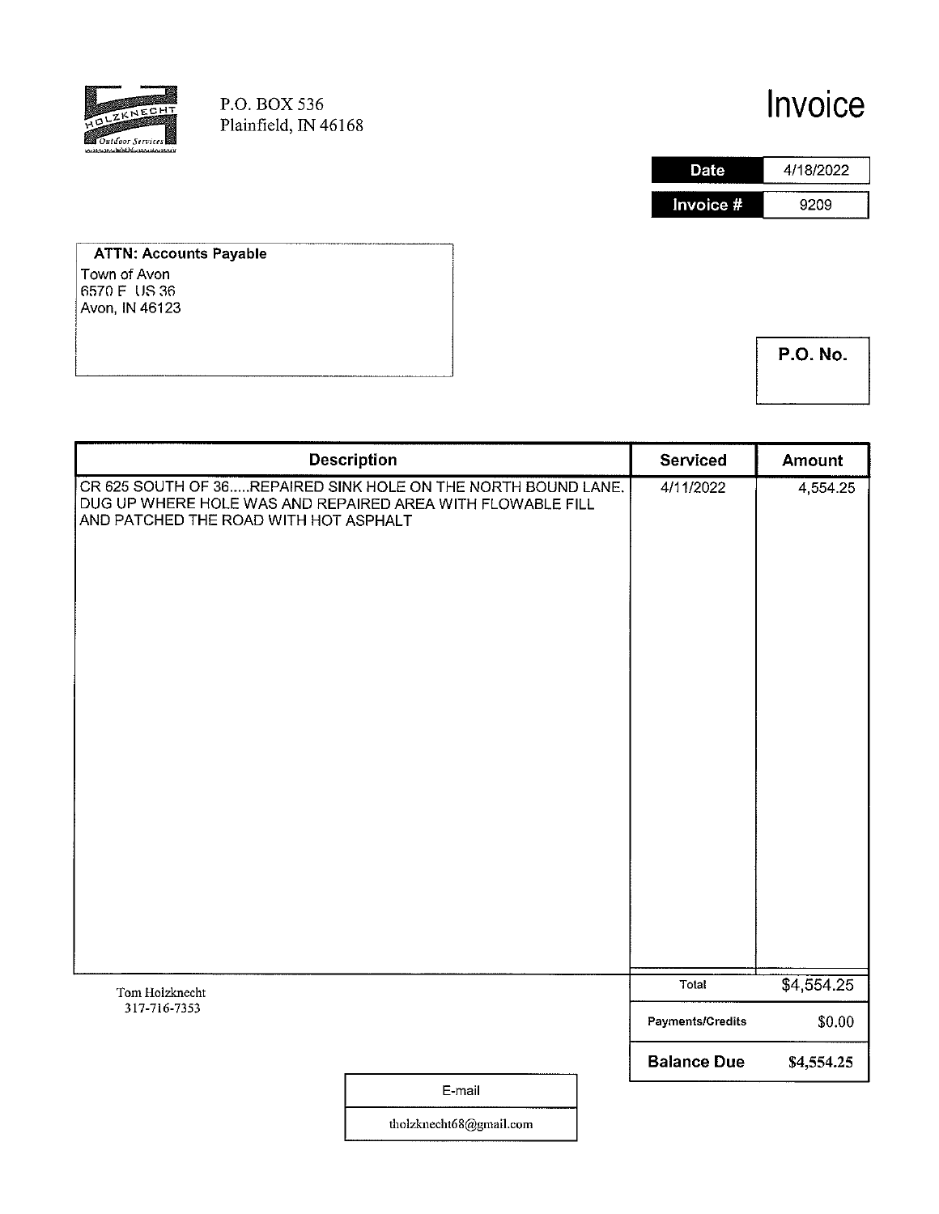HOLZKNECHT Outdoor Services

P.O. BOX 536
Plainfield, IN 46168

# Invoice

| Date | 4/18/2022 |
|---|---|
| Invoice # | 9209 |

**ATTN: Accounts Payable**
Town of Avon
6570 E US 36
Avon, IN 46123

**P.O. No.**

| Description | Serviced | Amount |
|---|---|---|
| CR 625 SOUTH OF 36.....REPAIRED SINK HOLE ON THE NORTH BOUND LANE. DUG UP WHERE HOLE WAS AND REPAIRED AREA WITH FLOWABLE FILL AND PATCHED THE ROAD WITH HOT ASPHALT | 4/11/2022 | 4,554.25 |

Tom Holzknecht
317-716-7353

| | |
|---|---|
| Total | $4,554.25 |
| Payments/Credits | $0.00 |
| **Balance Due** | **$4,554.25** |

| E-mail |
|---|
| tholzknecht68@gmail.com |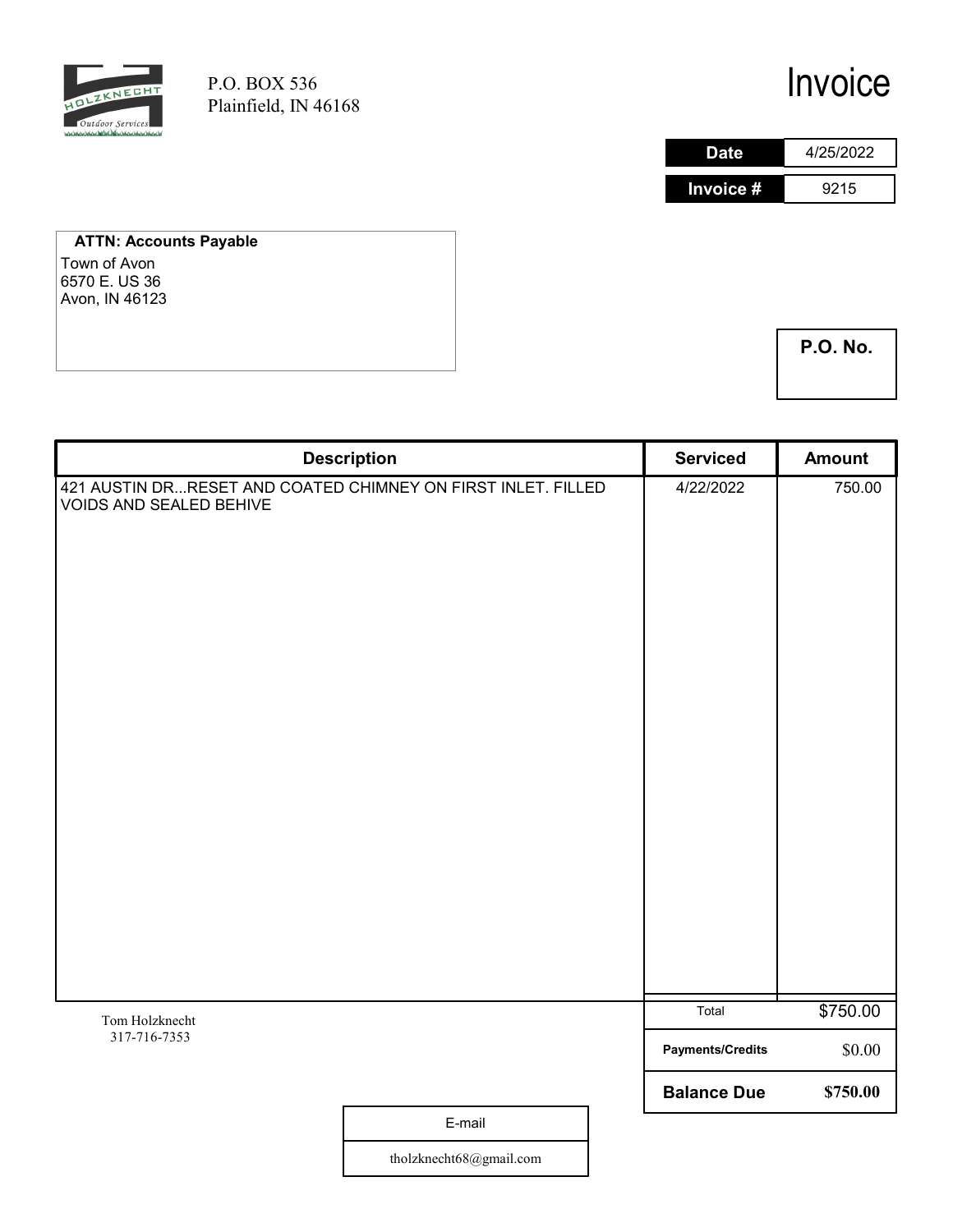HOLZKNECHT Outdoor Services

P.O. BOX 536
Plainfield, IN 46168

# Invoice

| Date | 4/25/2022 |
|---|---|
| Invoice # | 9215 |

**ATTN: Accounts Payable**
Town of Avon
6570 E. US 36
Avon, IN 46123

**P.O. No.**

| Description | Serviced | Amount |
|---|---|---|
| 421 AUSTIN DR...RESET AND COATED CHIMNEY ON FIRST INLET. FILLED VOIDS AND SEALED BEHIVE | 4/22/2022 | 750.00 |

Tom Holzknecht
317-716-7353

| | |
|---|---|
| Total | $750.00 |
| Payments/Credits | $0.00 |
| **Balance Due** | **$750.00** |

| E-mail |
|---|
| tholzknecht68@gmail.com |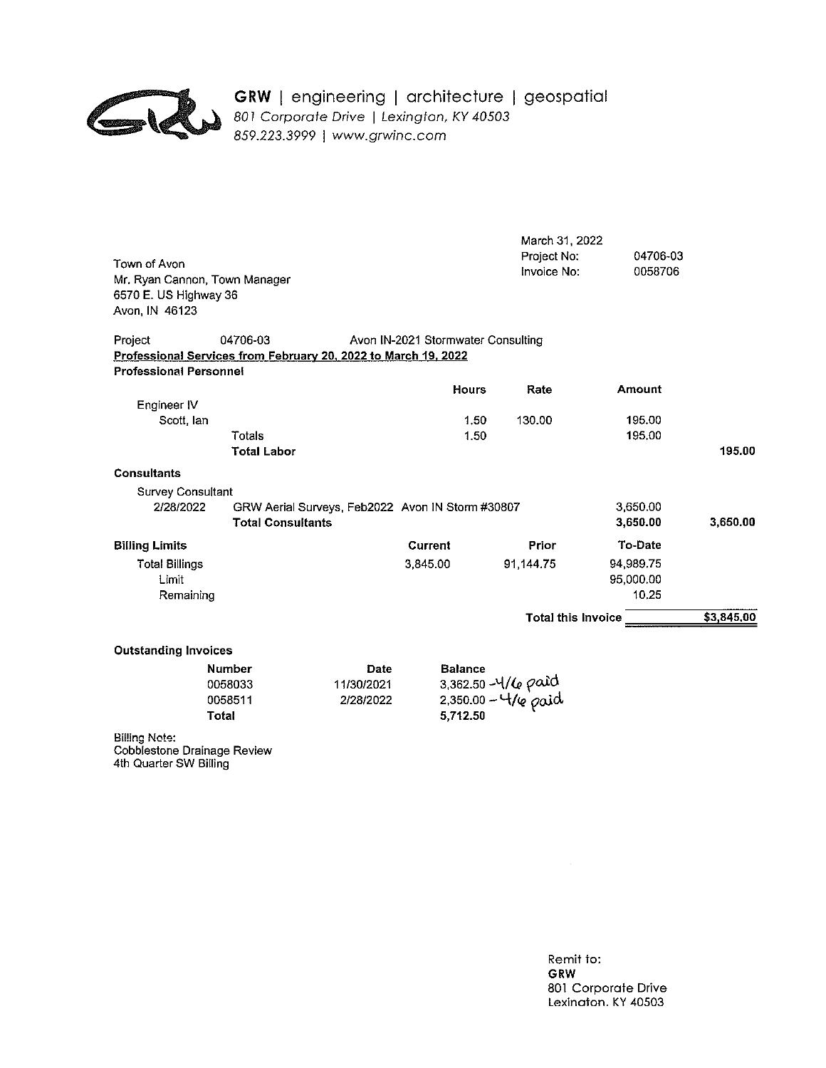**GRW** | engineering | architecture | geospatial
*801 Corporate Drive | Lexington, KY 40503*
*859.223.3999 | www.grwinc.com*

March 31, 2022
Project No: 04706-03
Invoice No: 0058706

Town of Avon
Mr. Ryan Cannon, Town Manager
6570 E. US Highway 36
Avon, IN 46123

Project 04706-03 Avon IN-2021 Stormwater Consulting

**Professional Services from February 20, 2022 to March 19, 2022**

**Professional Personnel**

| | | Hours | Rate | Amount | |
|---|---|---|---|---|---|
| Engineer IV | | | | | |
| Scott, Ian | | 1.50 | 130.00 | 195.00 | |
| | Totals | 1.50 | | 195.00 | |
| | **Total Labor** | | | | **195.00** |

**Consultants**

| | | | |
|---|---|---|---|
| Survey Consultant | | | |
| 2/28/2022 | GRW Aerial Surveys, Feb2022 Avon IN Storm #30807 | 3,650.00 | |
| | **Total Consultants** | **3,650.00** | **3,650.00** |

| **Billing Limits** | Current | Prior | To-Date |
|---|---|---|---|
| Total Billings | 3,845.00 | 91,144.75 | 94,989.75 |
| Limit | | | 95,000.00 |
| Remaining | | | 10.25 |

**Total this Invoice** **$3,845.00**

**Outstanding Invoices**

| Number | Date | Balance |
|---|---|---|
| 0058033 | 11/30/2021 | 3,362.50 - 4/6 paid |
| 0058511 | 2/28/2022 | 2,350.00 - 4/6 paid |
| **Total** | | **5,712.50** |

Billing Note:
Cobblestone Drainage Review
4th Quarter SW Billing

Remit to:
**GRW**
801 Corporate Drive
Lexington, KY 40503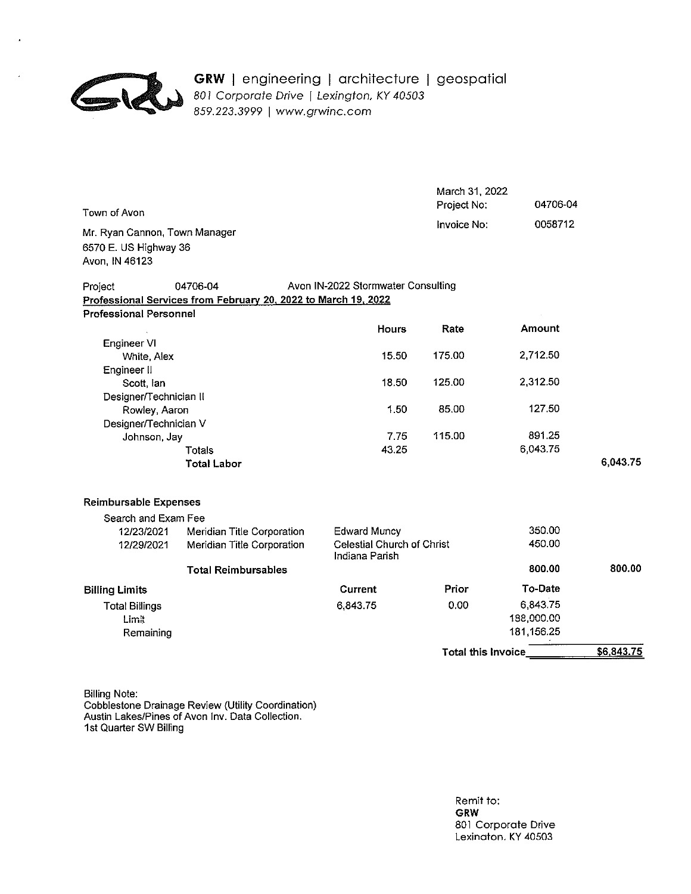**GRW** | engineering | architecture | geospatial
*801 Corporate Drive | Lexington, KY 40503*
*859.223.3999 | www.grwinc.com*

| | |
|---|---|
| | March 31, 2022 |
| Project No: | 04706-04 |
| Invoice No: | 0058712 |

Town of Avon

Mr. Ryan Cannon, Town Manager
6570 E. US Highway 36
Avon, IN 46123

Project 04706-04 Avon IN-2022 Stormwater Consulting

**Professional Services from February 20, 2022 to March 19, 2022**

**Professional Personnel**

| | Hours | Rate | Amount | |
|---|---|---|---|---|
| Engineer VI | | | | |
| White, Alex | 15.50 | 175.00 | 2,712.50 | |
| Engineer II | | | | |
| Scott, Ian | 18.50 | 125.00 | 2,312.50 | |
| Designer/Technician II | | | | |
| Rowley, Aaron | 1.50 | 85.00 | 127.50 | |
| Designer/Technician V | | | | |
| Johnson, Jay | 7.75 | 115.00 | 891.25 | |
| Totals | 43.25 | | 6,043.75 | |
| **Total Labor** | | | | 6,043.75 |

**Reimbursable Expenses**

| Search and Exam Fee | | | | |
|---|---|---|---|---|
| 12/23/2021 | Meridian Title Corporation | Edward Muncy | 350.00 | |
| 12/29/2021 | Meridian Title Corporation | Celestial Church of Christ Indiana Parish | 450.00 | |
| | **Total Reimbursables** | | **800.00** | **800.00** |

| **Billing Limits** | **Current** | **Prior** | **To-Date** |
|---|---|---|---|
| Total Billings | 6,843.75 | 0.00 | 6,843.75 |
| Limit | | | 188,000.00 |
| Remaining | | | 181,156.25 |

**Total this Invoice** **$6,843.75**

Billing Note:
Cobblestone Drainage Review (Utility Coordination)
Austin Lakes/Pines of Avon Inv. Data Collection.
1st Quarter SW Billing

Remit to:
**GRW**
801 Corporate Drive
Lexington, KY 40503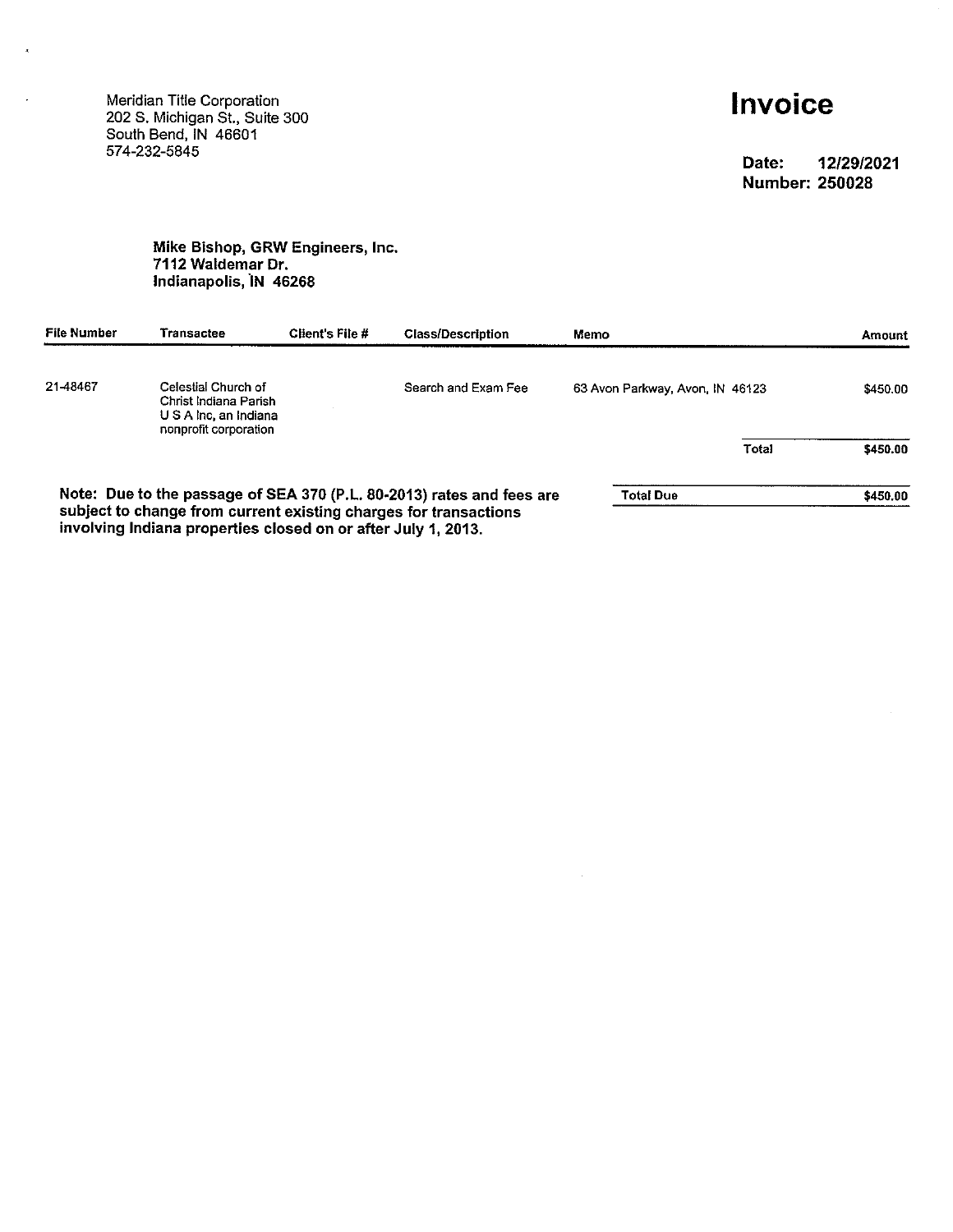Meridian Title Corporation
202 S. Michigan St., Suite 300
South Bend, IN 46601
574-232-5845

# Invoice

**Date: 12/29/2021**
**Number: 250028**

**Mike Bishop, GRW Engineers, Inc.**
**7112 Waldemar Dr.**
**Indianapolis, IN 46268**

| File Number | Transactee | Client's File # | Class/Description | Memo | Amount |
|---|---|---|---|---|---|
| 21-48467 | Celestial Church of Christ Indiana Parish U S A Inc, an Indiana nonprofit corporation | | Search and Exam Fee | 63 Avon Parkway, Avon, IN 46123 | $450.00 |
| | | | | **Total** | **$450.00** |
| | | | | **Total Due** | **$450.00** |

**Note: Due to the passage of SEA 370 (P.L. 80-2013) rates and fees are subject to change from current existing charges for transactions involving Indiana properties closed on or after July 1, 2013.**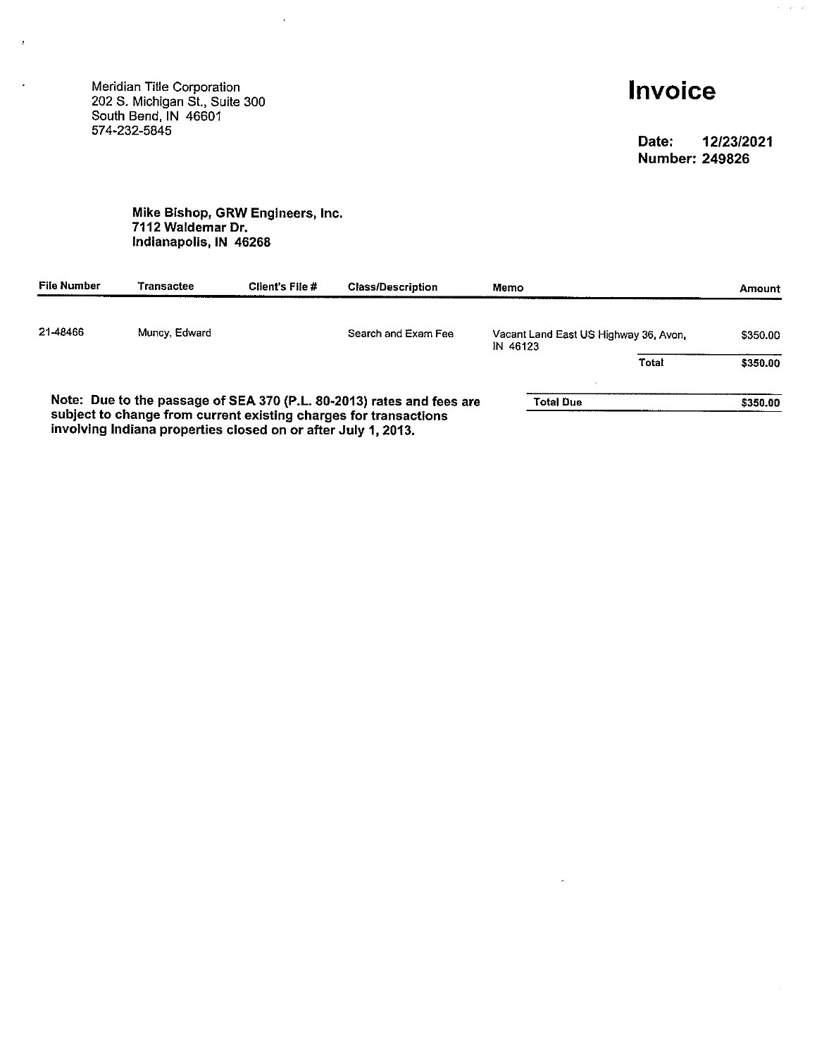Meridian Title Corporation
202 S. Michigan St., Suite 300
South Bend, IN 46601
574-232-5845

# Invoice

**Date: 12/23/2021**
**Number: 249826**

**Mike Bishop, GRW Engineers, Inc.**
**7112 Waldemar Dr.**
**Indianapolis, IN 46268**

| File Number | Transactee | Client's File # | Class/Description | Memo | Amount |
|---|---|---|---|---|---|
| 21-48466 | Muncy, Edward | | Search and Exam Fee | Vacant Land East US Highway 36, Avon, IN 46123 | $350.00 |
| | | | | **Total** | **$350.00** |
| | | | | **Total Due** | **$350.00** |

**Note: Due to the passage of SEA 370 (P.L. 80-2013) rates and fees are subject to change from current existing charges for transactions involving Indiana properties closed on or after July 1, 2013.**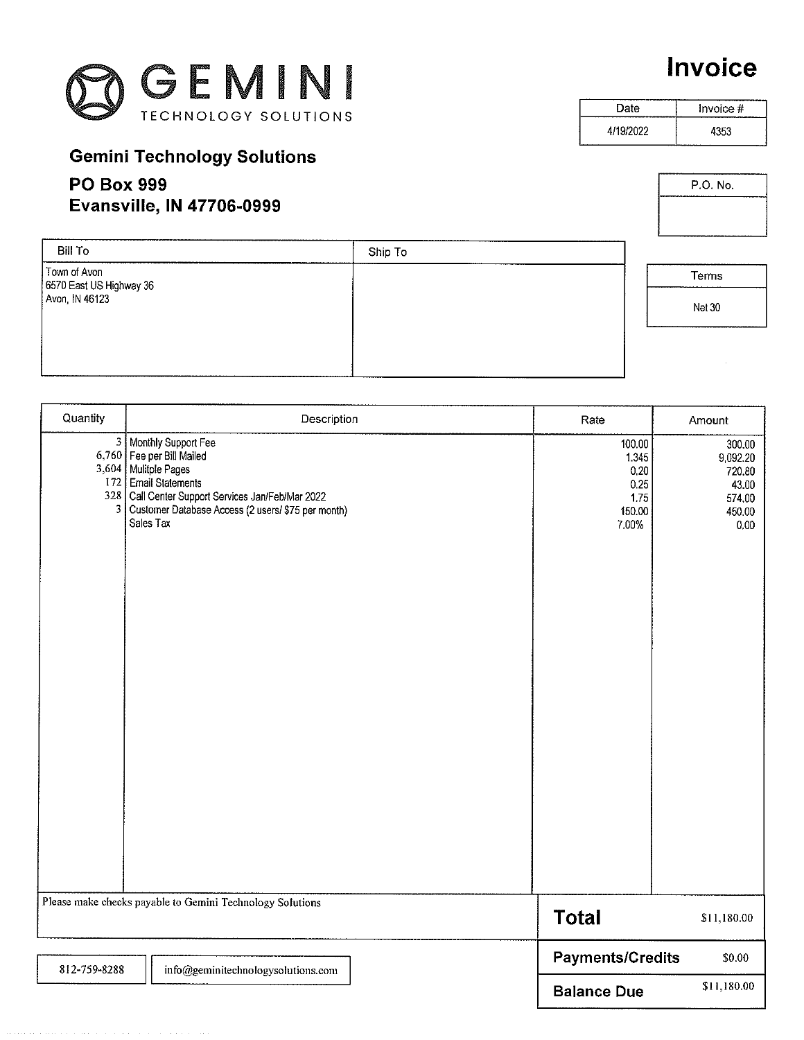# GEMINI
TECHNOLOGY SOLUTIONS

# Invoice

| Date | Invoice # |
|---|---|
| 4/19/2022 | 4353 |

**Gemini Technology Solutions**

**PO Box 999**
**Evansville, IN 47706-0999**

| P.O. No. |
|---|
| |

| Bill To | Ship To |
|---|---|
| Town of Avon<br>6570 East US Highway 36<br>Avon, IN 46123 | |

| Terms |
|---|
| Net 30 |

| Quantity | Description | Rate | Amount |
|---|---|---|---|
| 3 | Monthly Support Fee | 100.00 | 300.00 |
| 6,760 | Fee per Bill Mailed | 1.345 | 9,092.20 |
| 3,604 | Mulitple Pages | 0.20 | 720.80 |
| 172 | Email Statements | 0.25 | 43.00 |
| 328 | Call Center Support Services Jan/Feb/Mar 2022 | 1.75 | 574.00 |
| 3 | Customer Database Access (2 users/ $75 per month) | 150.00 | 450.00 |
| | Sales Tax | 7.00% | 0.00 |

Please make checks payable to Gemini Technology Solutions

| | |
|---|---|
| **Total** | $11,180.00 |
| **Payments/Credits** | $0.00 |
| **Balance Due** | $11,180.00 |

812-759-8288 | info@geminitechnologysolutions.com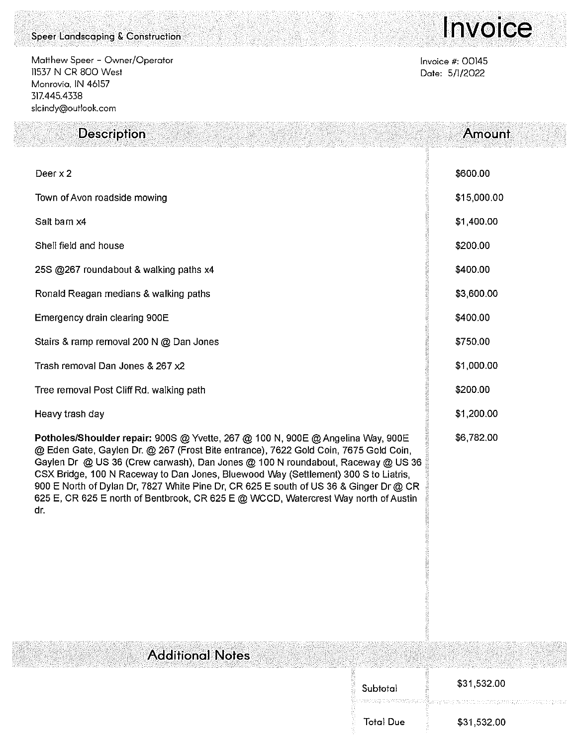Speer Landscaping & Construction

# Invoice

Matthew Speer - Owner/Operator
11537 N CR 800 West
Monrovia, IN 46157
317.445.4338
slcindy@outlook.com

Invoice #: 00145
Date: 5/1/2022

| Description | Amount |
|---|---|
| Deer x 2 | $600.00 |
| Town of Avon roadside mowing | $15,000.00 |
| Salt barn x4 | $1,400.00 |
| Shell field and house | $200.00 |
| 25S @267 roundabout & walking paths x4 | $400.00 |
| Ronald Reagan medians & walking paths | $3,600.00 |
| Emergency drain clearing 900E | $400.00 |
| Stairs & ramp removal 200 N @ Dan Jones | $750.00 |
| Trash removal Dan Jones & 267 x2 | $1,000.00 |
| Tree removal Post Cliff Rd. walking path | $200.00 |
| Heavy trash day | $1,200.00 |
| **Potholes/Shoulder repair:** 900S @ Yvette, 267 @ 100 N, 900E @ Angelina Way, 900E @ Eden Gate, Gaylen Dr. @ 267 (Frost Bite entrance), 7622 Gold Coin, 7675 Gold Coin, Gaylen Dr @ US 36 (Crew carwash), Dan Jones @ 100 N roundabout, Raceway @ US 36 CSX Bridge, 100 N Raceway to Dan Jones, Bluewood Way (Settlement) 300 S to Liatris, 900 E North of Dylan Dr, 7827 White Pine Dr, CR 625 E south of US 36 & Ginger Dr @ CR 625 E, CR 625 E north of Bentbrook, CR 625 E @ WCCD, Watercrest Way north of Austin dr. | $6,782.00 |

## Additional Notes

| | |
|---|---|
| Subtotal | $31,532.00 |
| Total Due | $31,532.00 |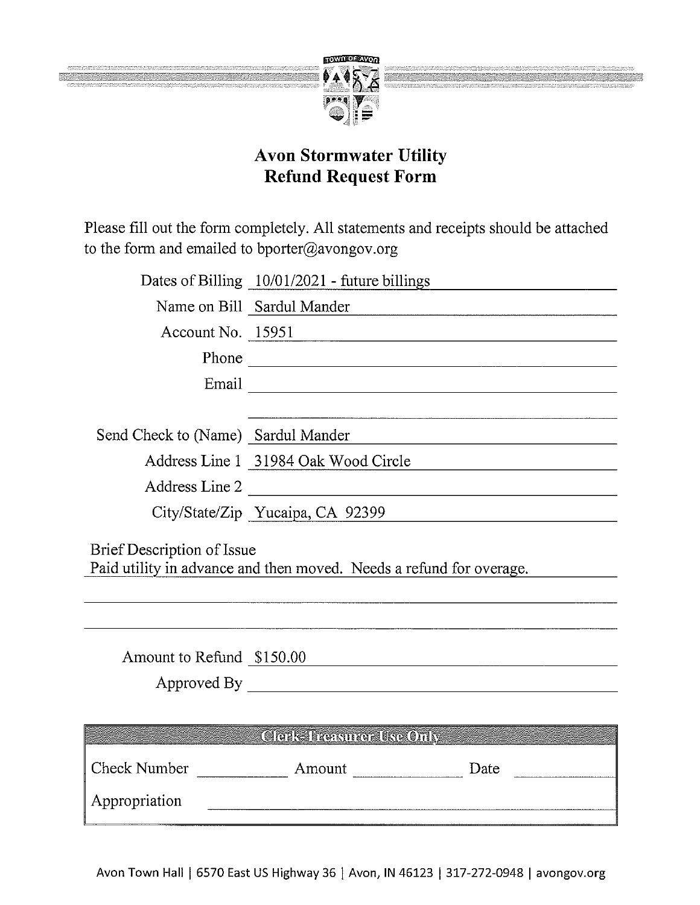TOWN OF AVON

# Avon Stormwater Utility
# Refund Request Form

Please fill out the form completely. All statements and receipts should be attached to the form and emailed to bporter@avongov.org

Dates of Billing: 10/01/2021 - future billings

Name on Bill: Sardul Mander

Account No.: 15951

Phone:

Email:

Send Check to (Name): Sardul Mander

Address Line 1: 31984 Oak Wood Circle

Address Line 2:

City/State/Zip: Yucaipa, CA 92399

Brief Description of Issue
Paid utility in advance and then moved. Needs a refund for overage.

Amount to Refund: $150.00

Approved By:

| Clerk-Treasurer Use Only | | | | | |
|---|---|---|---|---|---|
| Check Number | | Amount | | Date | |
| Appropriation | | | | | |

Avon Town Hall | 6570 East US Highway 36 | Avon, IN 46123 | 317-272-0948 | avongov.org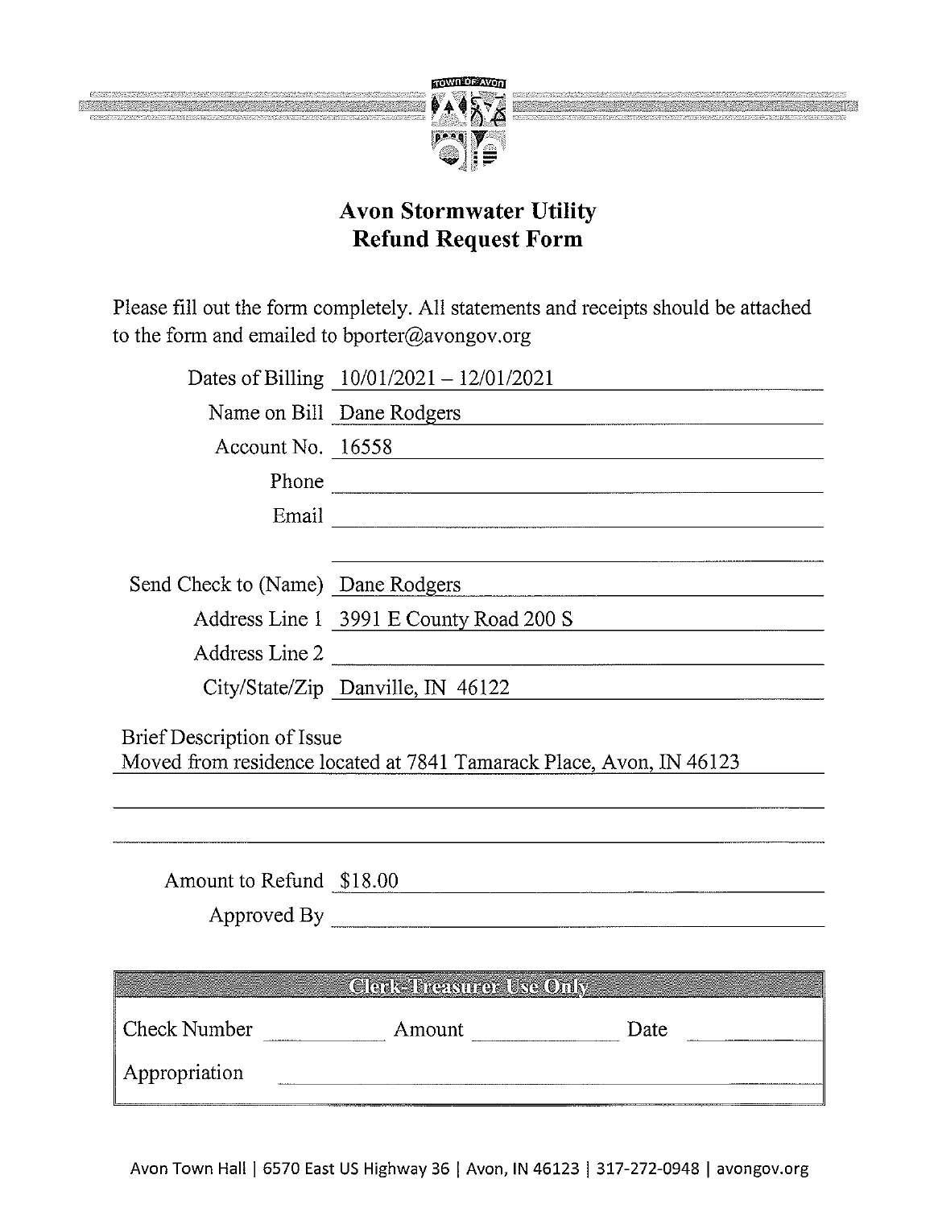TOWN OF AVON

## Avon Stormwater Utility
## Refund Request Form

Please fill out the form completely. All statements and receipts should be attached to the form and emailed to bporter@avongov.org

Dates of Billing: 10/01/2021 – 12/01/2021

Name on Bill: Dane Rodgers

Account No.: 16558

Phone:

Email:

Send Check to (Name): Dane Rodgers

Address Line 1: 3991 E County Road 200 S

Address Line 2:

City/State/Zip: Danville, IN 46122

Brief Description of Issue
Moved from residence located at 7841 Tamarack Place, Avon, IN 46123

Amount to Refund: $18.00

Approved By:

| Clerk-Treasurer Use Only | | | | | |
|---|---|---|---|---|---|
| Check Number | | Amount | | Date | |
| Appropriation | | | | | |

Avon Town Hall | 6570 East US Highway 36 | Avon, IN 46123 | 317-272-0948 | avongov.org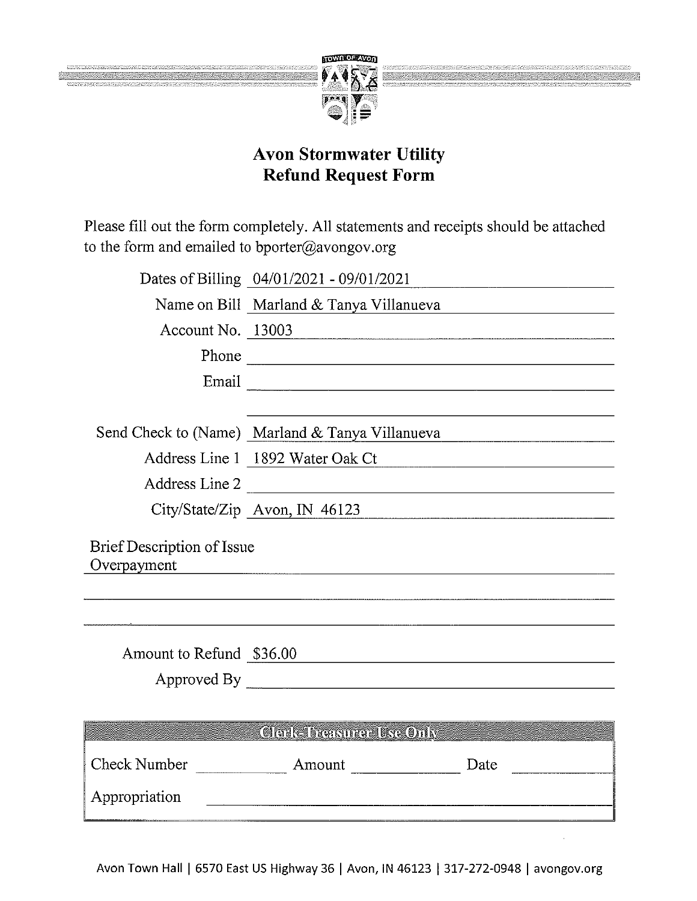TOWN OF AVON

## Avon Stormwater Utility
## Refund Request Form

Please fill out the form completely. All statements and receipts should be attached to the form and emailed to bporter@avongov.org

Dates of Billing 04/01/2021 - 09/01/2021

Name on Bill Marland & Tanya Villanueva

Account No. 13003

Phone

Email

Send Check to (Name) Marland & Tanya Villanueva

Address Line 1 1892 Water Oak Ct

Address Line 2

City/State/Zip Avon, IN 46123

Brief Description of Issue

Overpayment

Amount to Refund $36.00

Approved By

| Clerk-Treasurer Use Only | | | | | |
|---|---|---|---|---|---|
| Check Number | | Amount | | Date | |
| Appropriation | | | | | |

Avon Town Hall | 6570 East US Highway 36 | Avon, IN 46123 | 317-272-0948 | avongov.org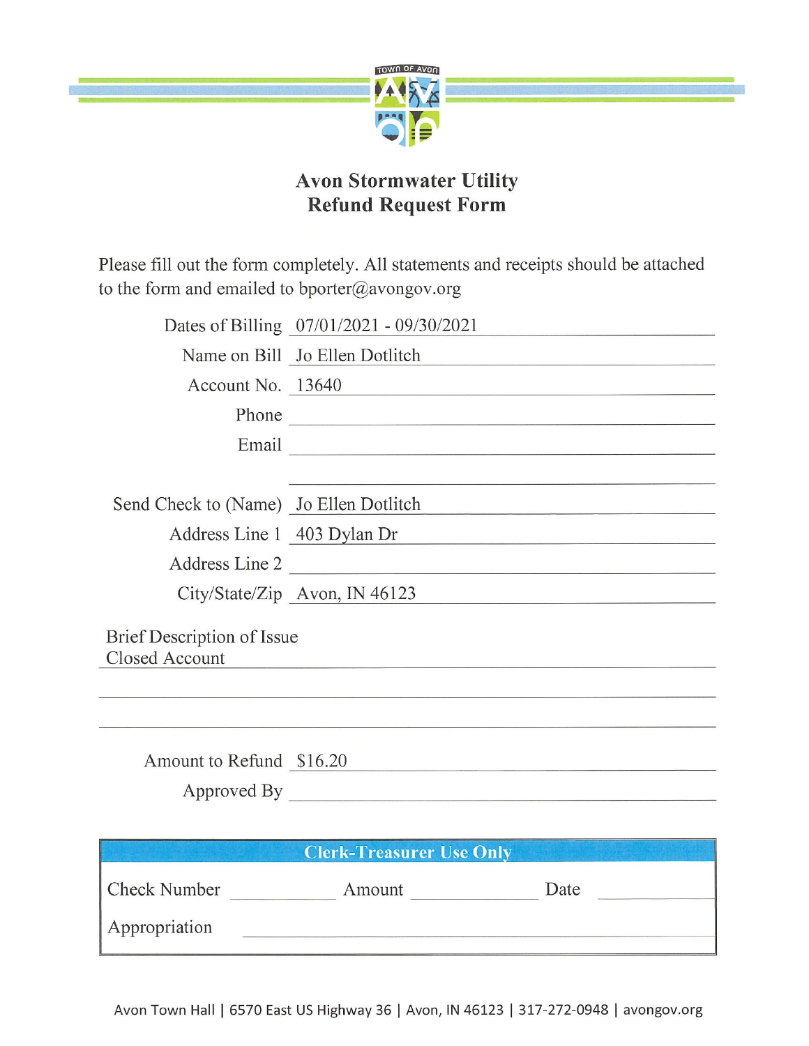TOWN OF AVON

## Avon Stormwater Utility
## Refund Request Form

Please fill out the form completely. All statements and receipts should be attached to the form and emailed to bporter@avongov.org

Dates of Billing: 07/01/2021 - 09/30/2021

Name on Bill: Jo Ellen Dotlitch

Account No.: 13640

Phone: 

Email: 

Send Check to (Name): Jo Ellen Dotlitch

Address Line 1: 403 Dylan Dr

Address Line 2: 

City/State/Zip: Avon, IN 46123

Brief Description of Issue
Closed Account

Amount to Refund: $16.20

Approved By: 

| Clerk-Treasurer Use Only | | | | | |
|---|---|---|---|---|---|
| Check Number | | Amount | | Date | |
| Appropriation | | | | | |

Avon Town Hall | 6570 East US Highway 36 | Avon, IN 46123 | 317-272-0948 | avongov.org